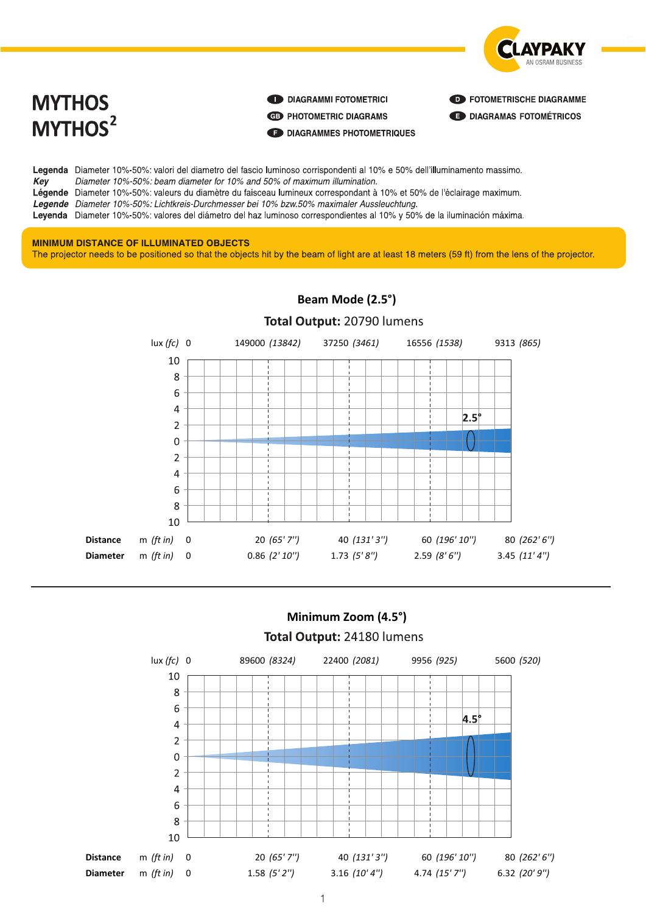# MYTHOS
# MYTHOS²

- I DIAGRAMMI FOTOMETRICI
- GB PHOTOMETRIC DIAGRAMS
- F DIAGRAMMES PHOTOMETRIQUES
- D FOTOMETRISCHE DIAGRAMME
- E DIAGRAMAS FOTOMÉTRICOS

**Legenda** Diameter 10%-50%: valori del diametro del fascio luminoso corrispondenti al 10% e 50% dell'illuminamento massimo.
***Key*** *Diameter 10%-50%: beam diameter for 10% and 50% of maximum illumination.*
**Légende** Diameter 10%-50%: valeurs du diamètre du faisceau lumineux correspondant à 10% et 50% de l'éclairage maximum.
***Legende*** *Diameter 10%-50%: Lichtkreis-Durchmesser bei 10% bzw.50% maximaler Aussleuchtung.*
**Leyenda** Diameter 10%-50%: valores del diámetro del haz luminoso correspondientes al 10% y 50% de la iluminación máxima.

**MINIMUM DISTANCE OF ILLUMINATED OBJECTS**
The projector needs to be positioned so that the objects hit by the beam of light are at least 18 meters (59 ft) from the lens of the projector.

## Beam Mode (2.5°)

**Total Output:** 20790 lumens

| | | | | | |
|---|---|---|---|---|---|
| lux *(fc)* | 0 | 149000 *(13842)* | 37250 *(3461)* | 16556 *(1538)* | 9313 *(865)* |
| **Distance** m *(ft in)* | 0 | 20 *(65' 7")* | 40 *(131' 3")* | 60 *(196' 10")* | 80 *(262' 6")* |
| **Diameter** m *(ft in)* | 0 | 0.86 *(2' 10")* | 1.73 *(5' 8")* | 2.59 *(8' 6")* | 3.45 *(11' 4")* |

## Minimum Zoom (4.5°)

**Total Output:** 24180 lumens

| | | | | | |
|---|---|---|---|---|---|
| lux *(fc)* | 0 | 89600 *(8324)* | 22400 *(2081)* | 9956 *(925)* | 5600 *(520)* |
| **Distance** m *(ft in)* | 0 | 20 *(65' 7")* | 40 *(131' 3")* | 60 *(196' 10")* | 80 *(262' 6")* |
| **Diameter** m *(ft in)* | 0 | 1.58 *(5' 2")* | 3.16 *(10' 4")* | 4.74 *(15' 7")* | 6.32 *(20' 9")* |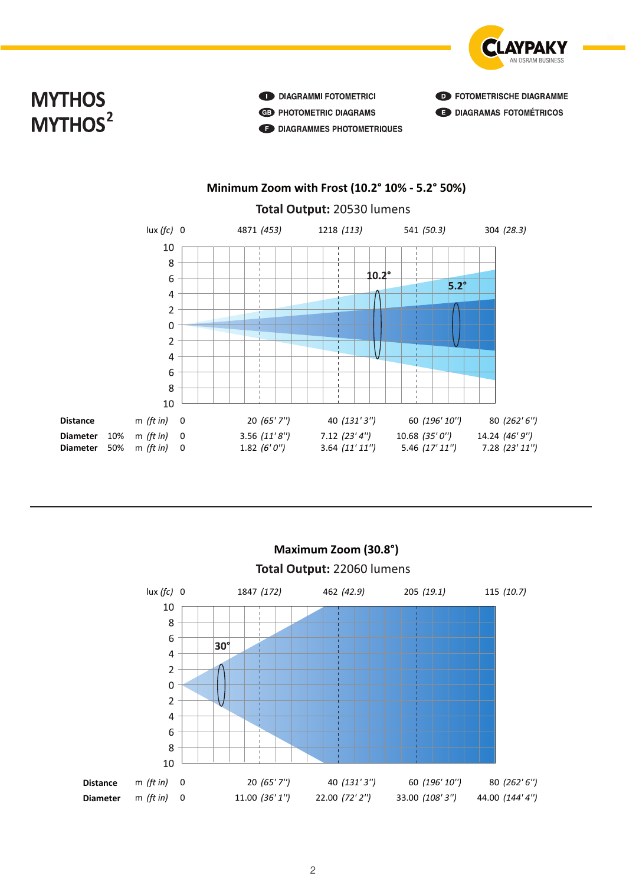# MYTHOS
# MYTHOS²

- **I** DIAGRAMMI FOTOMETRICI
- **GB** PHOTOMETRIC DIAGRAMS
- **F** DIAGRAMMES PHOTOMETRIQUES
- **D** FOTOMETRISCHE DIAGRAMME
- **E** DIAGRAMAS FOTOMÉTRICOS

## Minimum Zoom with Frost (10.2° 10% - 5.2° 50%)

**Total Output:** 20530 lumens

| | | | | | | | |
|---|---|---|---|---|---|---|---|
| | | lux *(fc)* | 0 | 4871 *(453)* | 1218 *(113)* | 541 *(50.3)* | 304 *(28.3)* |
| **Distance** | | m *(ft in)* | 0 | 20 *(65' 7'')* | 40 *(131' 3'')* | 60 *(196' 10'')* | 80 *(262' 6'')* |
| **Diameter** | 10% | m *(ft in)* | 0 | 3.56 *(11' 8'')* | 7.12 *(23' 4'')* | 10.68 *(35' 0'')* | 14.24 *(46' 9'')* |
| **Diameter** | 50% | m *(ft in)* | 0 | 1.82 *(6' 0'')* | 3.64 *(11' 11'')* | 5.46 *(17' 11'')* | 7.28 *(23' 11'')* |

## Maximum Zoom (30.8°)

**Total Output:** 22060 lumens

| | | | | | | |
|---|---|---|---|---|---|---|
| | lux *(fc)* | 0 | 1847 *(172)* | 462 *(42.9)* | 205 *(19.1)* | 115 *(10.7)* |
| **Distance** | m *(ft in)* | 0 | 20 *(65' 7'')* | 40 *(131' 3'')* | 60 *(196' 10'')* | 80 *(262' 6'')* |
| **Diameter** | m *(ft in)* | 0 | 11.00 *(36' 1'')* | 22.00 *(72' 2'')* | 33.00 *(108' 3'')* | 44.00 *(144' 4'')* |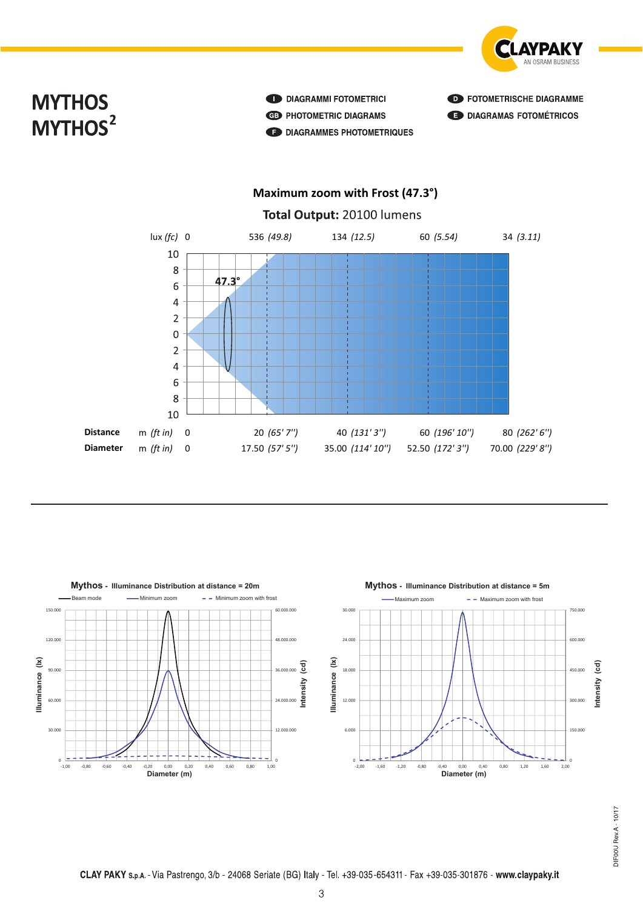# MYTHOS
# MYTHOS 2

- I DIAGRAMMI FOTOMETRICI
- GB PHOTOMETRIC DIAGRAMS
- F DIAGRAMMES PHOTOMETRIQUES
- D FOTOMETRISCHE DIAGRAMME
- E DIAGRAMAS FOTOMÉTRICOS

## Maximum zoom with Frost (47.3°)

**Total Output:** 20100 lumens

lux *(fc)* 0 | 536 *(49.8)* | 134 *(12.5)* | 60 *(5.54)* | 34 *(3.11)*

10 8 6 4 2 0 2 4 6 8 10

47.3°

**Distance** m *(ft in)* 0 | 20 *(65' 7'')* | 40 *(131' 3'')* | 60 *(196' 10'')* | 80 *(262' 6'')*

**Diameter** m *(ft in)* 0 | 17.50 *(57' 5'')* | 35.00 *(114' 10'')* | 52.50 *(172' 3'')* | 70.00 *(229' 8'')*

---

**Mythos** - Illuminance Distribution at distance = 20m

Beam mode — Minimum zoom — Minimum zoom with frost

Illuminance (lx): 0, 30.000, 60.000, 90.000, 120.000, 150.000

Intensity (cd): 0, 12.000.000, 24.000.000, 36.000.000, 48.000.000, 60.000.000

Diameter (m): -1,00, -0,80, -0,60, -0,40, -0,20, 0,00, 0,20, 0,40, 0,60, 0,80, 1,00

**Mythos** - Illuminance Distribution at distance = 5m

Maximum zoom — Maximum zoom with frost

Illuminance (lx): 0, 6.000, 12.000, 18.000, 24.000, 30.000

Intensity (cd): 0, 150.000, 300.000, 450.000, 600.000, 750.000

Diameter (m): -2,00, -1,60, -1,20, -0,80, -0,40, 0,00, 0,40, 0,80, 1,20, 1,60, 2,00

DIF00U Rev.A - 10/17

**CLAY PAKY S.p.A.** - Via Pastrengo, 3/b - 24068 Seriate (BG) Italy - Tel. +39-035-654311 - Fax +39-035-301876 - **www.claypaky.it**